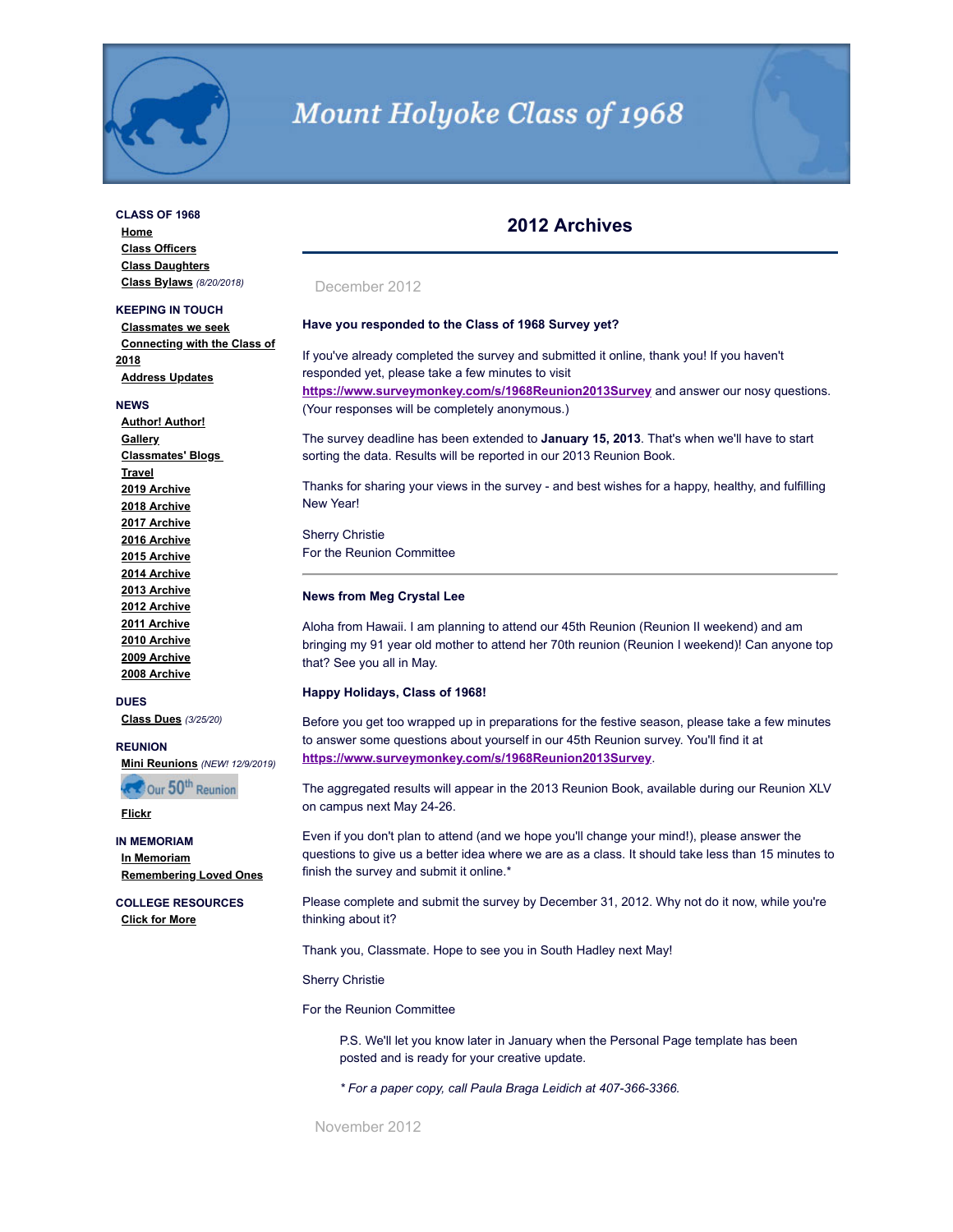# Mount Holyoke Class of 1968

**CLASS OF 1968**
- Home
- Class Officers
- Class Daughters
- Class Bylaws *(8/20/2018)*

**KEEPING IN TOUCH**
- Classmates we seek
- Connecting with the Class of 2018
- Address Updates

**NEWS**
- Author! Author!
- Gallery
- Classmates' Blogs
- Travel
- 2019 Archive
- 2018 Archive
- 2017 Archive
- 2016 Archive
- 2015 Archive
- 2014 Archive
- 2013 Archive
- 2012 Archive
- 2011 Archive
- 2010 Archive
- 2009 Archive
- 2008 Archive

**DUES**
- Class Dues *(3/25/20)*

**REUNION**
- Mini Reunions *(NEW! 12/9/2019)*
- Our 50th Reunion
- Flickr

**IN MEMORIAM**
- In Memoriam
- Remembering Loved Ones

**COLLEGE RESOURCES**
- Click for More

## 2012 Archives

### December 2012

**Have you responded to the Class of 1968 Survey yet?**

If you've already completed the survey and submitted it online, thank you! If you haven't responded yet, please take a few minutes to visit **https://www.surveymonkey.com/s/1968Reunion2013Survey** and answer our nosy questions. (Your responses will be completely anonymous.)

The survey deadline has been extended to **January 15, 2013**. That's when we'll have to start sorting the data. Results will be reported in our 2013 Reunion Book.

Thanks for sharing your views in the survey - and best wishes for a happy, healthy, and fulfilling New Year!

Sherry Christie
For the Reunion Committee

---

**News from Meg Crystal Lee**

Aloha from Hawaii. I am planning to attend our 45th Reunion (Reunion II weekend) and am bringing my 91 year old mother to attend her 70th reunion (Reunion I weekend)! Can anyone top that? See you all in May.

**Happy Holidays, Class of 1968!**

Before you get too wrapped up in preparations for the festive season, please take a few minutes to answer some questions about yourself in our 45th Reunion survey. You'll find it at **https://www.surveymonkey.com/s/1968Reunion2013Survey**.

The aggregated results will appear in the 2013 Reunion Book, available during our Reunion XLV on campus next May 24-26.

Even if you don't plan to attend (and we hope you'll change your mind!), please answer the questions to give us a better idea where we are as a class. It should take less than 15 minutes to finish the survey and submit it online.*

Please complete and submit the survey by December 31, 2012. Why not do it now, while you're thinking about it?

Thank you, Classmate. Hope to see you in South Hadley next May!

Sherry Christie

For the Reunion Committee

> P.S. We'll let you know later in January when the Personal Page template has been posted and is ready for your creative update.
>
> *\* For a paper copy, call Paula Braga Leidich at 407-366-3366.*

### November 2012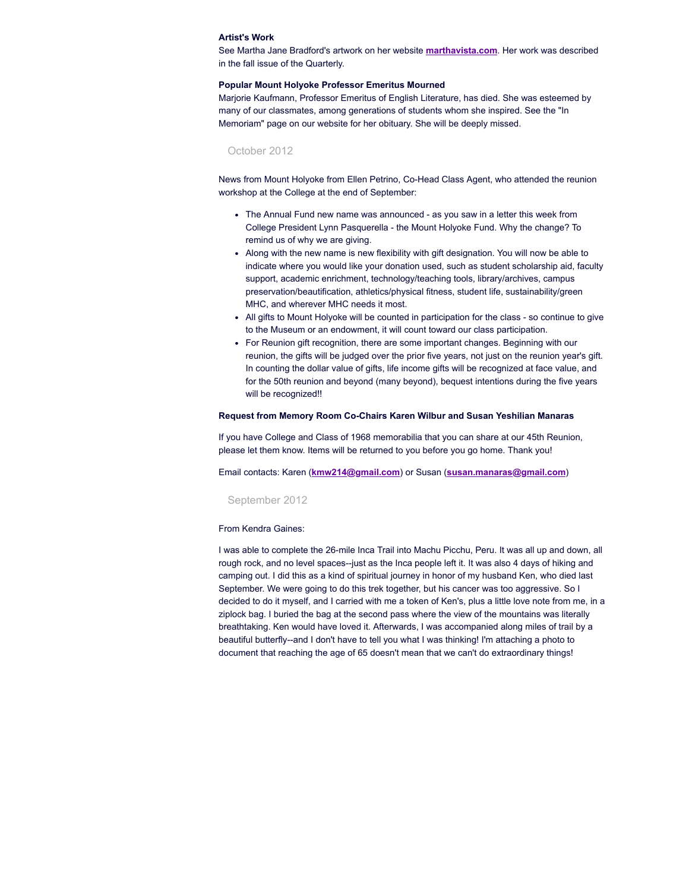**Artist's Work**

See Martha Jane Bradford's artwork on her website **marthavista.com**. Her work was described in the fall issue of the Quarterly.

**Popular Mount Holyoke Professor Emeritus Mourned**

Marjorie Kaufmann, Professor Emeritus of English Literature, has died. She was esteemed by many of our classmates, among generations of students whom she inspired. See the "In Memoriam" page on our website for her obituary. She will be deeply missed.

## October 2012

News from Mount Holyoke from Ellen Petrino, Co-Head Class Agent, who attended the reunion workshop at the College at the end of September:

- The Annual Fund new name was announced - as you saw in a letter this week from College President Lynn Pasquerella - the Mount Holyoke Fund. Why the change? To remind us of why we are giving.
- Along with the new name is new flexibility with gift designation. You will now be able to indicate where you would like your donation used, such as student scholarship aid, faculty support, academic enrichment, technology/teaching tools, library/archives, campus preservation/beautification, athletics/physical fitness, student life, sustainability/green MHC, and wherever MHC needs it most.
- All gifts to Mount Holyoke will be counted in participation for the class - so continue to give to the Museum or an endowment, it will count toward our class participation.
- For Reunion gift recognition, there are some important changes. Beginning with our reunion, the gifts will be judged over the prior five years, not just on the reunion year's gift. In counting the dollar value of gifts, life income gifts will be recognized at face value, and for the 50th reunion and beyond (many beyond), bequest intentions during the five years will be recognized!!

**Request from Memory Room Co-Chairs Karen Wilbur and Susan Yeshilian Manaras**

If you have College and Class of 1968 memorabilia that you can share at our 45th Reunion, please let them know. Items will be returned to you before you go home. Thank you!

Email contacts: Karen (**kmw214@gmail.com**) or Susan (**susan.manaras@gmail.com**)

## September 2012

From Kendra Gaines:

I was able to complete the 26-mile Inca Trail into Machu Picchu, Peru. It was all up and down, all rough rock, and no level spaces--just as the Inca people left it. It was also 4 days of hiking and camping out. I did this as a kind of spiritual journey in honor of my husband Ken, who died last September. We were going to do this trek together, but his cancer was too aggressive. So I decided to do it myself, and I carried with me a token of Ken's, plus a little love note from me, in a ziplock bag. I buried the bag at the second pass where the view of the mountains was literally breathtaking. Ken would have loved it. Afterwards, I was accompanied along miles of trail by a beautiful butterfly--and I don't have to tell you what I was thinking! I'm attaching a photo to document that reaching the age of 65 doesn't mean that we can't do extraordinary things!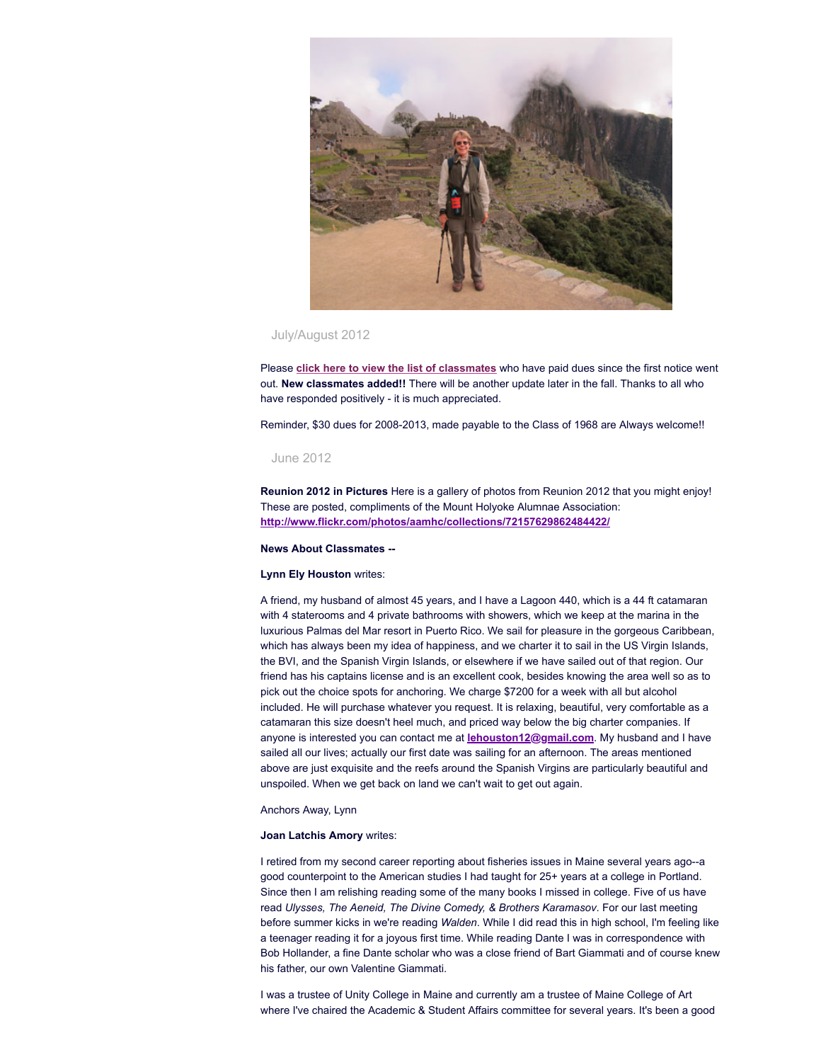July/August 2012

Please **click here to view the list of classmates** who have paid dues since the first notice went out. **New classmates added!!** There will be another update later in the fall. Thanks to all who have responded positively - it is much appreciated.

Reminder, $30 dues for 2008-2013, made payable to the Class of 1968 are Always welcome!!

June 2012

**Reunion 2012 in Pictures** Here is a gallery of photos from Reunion 2012 that you might enjoy! These are posted, compliments of the Mount Holyoke Alumnae Association: **http://www.flickr.com/photos/aamhc/collections/72157629862484422/**

**News About Classmates --**

**Lynn Ely Houston** writes:

A friend, my husband of almost 45 years, and I have a Lagoon 440, which is a 44 ft catamaran with 4 staterooms and 4 private bathrooms with showers, which we keep at the marina in the luxurious Palmas del Mar resort in Puerto Rico. We sail for pleasure in the gorgeous Caribbean, which has always been my idea of happiness, and we charter it to sail in the US Virgin Islands, the BVI, and the Spanish Virgin Islands, or elsewhere if we have sailed out of that region. Our friend has his captains license and is an excellent cook, besides knowing the area well so as to pick out the choice spots for anchoring. We charge $7200 for a week with all but alcohol included. He will purchase whatever you request. It is relaxing, beautiful, very comfortable as a catamaran this size doesn't heel much, and priced way below the big charter companies. If anyone is interested you can contact me at **lehouston12@gmail.com**. My husband and I have sailed all our lives; actually our first date was sailing for an afternoon. The areas mentioned above are just exquisite and the reefs around the Spanish Virgins are particularly beautiful and unspoiled. When we get back on land we can't wait to get out again.

Anchors Away, Lynn

**Joan Latchis Amory** writes:

I retired from my second career reporting about fisheries issues in Maine several years ago--a good counterpoint to the American studies I had taught for 25+ years at a college in Portland. Since then I am relishing reading some of the many books I missed in college. Five of us have read *Ulysses, The Aeneid, The Divine Comedy, & Brothers Karamasov*. For our last meeting before summer kicks in we're reading *Walden*. While I did read this in high school, I'm feeling like a teenager reading it for a joyous first time. While reading Dante I was in correspondence with Bob Hollander, a fine Dante scholar who was a close friend of Bart Giammati and of course knew his father, our own Valentine Giammati.

I was a trustee of Unity College in Maine and currently am a trustee of Maine College of Art where I've chaired the Academic & Student Affairs committee for several years. It's been a good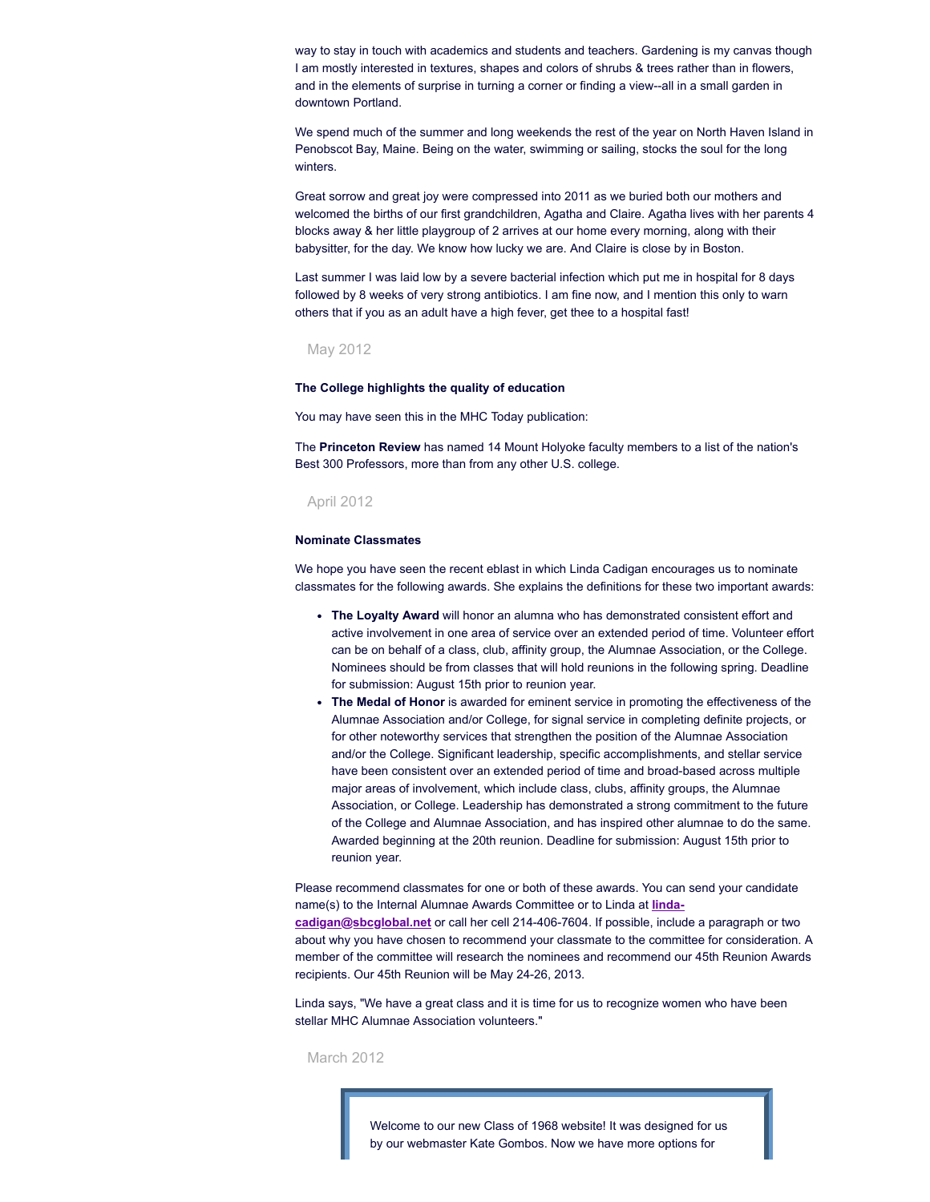way to stay in touch with academics and students and teachers. Gardening is my canvas though I am mostly interested in textures, shapes and colors of shrubs & trees rather than in flowers, and in the elements of surprise in turning a corner or finding a view--all in a small garden in downtown Portland.

We spend much of the summer and long weekends the rest of the year on North Haven Island in Penobscot Bay, Maine. Being on the water, swimming or sailing, stocks the soul for the long winters.

Great sorrow and great joy were compressed into 2011 as we buried both our mothers and welcomed the births of our first grandchildren, Agatha and Claire. Agatha lives with her parents 4 blocks away & her little playgroup of 2 arrives at our home every morning, along with their babysitter, for the day. We know how lucky we are. And Claire is close by in Boston.

Last summer I was laid low by a severe bacterial infection which put me in hospital for 8 days followed by 8 weeks of very strong antibiotics. I am fine now, and I mention this only to warn others that if you as an adult have a high fever, get thee to a hospital fast!

May 2012

**The College highlights the quality of education**

You may have seen this in the MHC Today publication:

The **Princeton Review** has named 14 Mount Holyoke faculty members to a list of the nation's Best 300 Professors, more than from any other U.S. college.

April 2012

**Nominate Classmates**

We hope you have seen the recent eblast in which Linda Cadigan encourages us to nominate classmates for the following awards. She explains the definitions for these two important awards:

- **The Loyalty Award** will honor an alumna who has demonstrated consistent effort and active involvement in one area of service over an extended period of time. Volunteer effort can be on behalf of a class, club, affinity group, the Alumnae Association, or the College. Nominees should be from classes that will hold reunions in the following spring. Deadline for submission: August 15th prior to reunion year.
- **The Medal of Honor** is awarded for eminent service in promoting the effectiveness of the Alumnae Association and/or College, for signal service in completing definite projects, or for other noteworthy services that strengthen the position of the Alumnae Association and/or the College. Significant leadership, specific accomplishments, and stellar service have been consistent over an extended period of time and broad-based across multiple major areas of involvement, which include class, clubs, affinity groups, the Alumnae Association, or College. Leadership has demonstrated a strong commitment to the future of the College and Alumnae Association, and has inspired other alumnae to do the same. Awarded beginning at the 20th reunion. Deadline for submission: August 15th prior to reunion year.

Please recommend classmates for one or both of these awards. You can send your candidate name(s) to the Internal Alumnae Awards Committee or to Linda at **linda-cadigan@sbcglobal.net** or call her cell 214-406-7604. If possible, include a paragraph or two about why you have chosen to recommend your classmate to the committee for consideration. A member of the committee will research the nominees and recommend our 45th Reunion Awards recipients. Our 45th Reunion will be May 24-26, 2013.

Linda says, "We have a great class and it is time for us to recognize women who have been stellar MHC Alumnae Association volunteers."

March 2012

Welcome to our new Class of 1968 website! It was designed for us by our webmaster Kate Gombos. Now we have more options for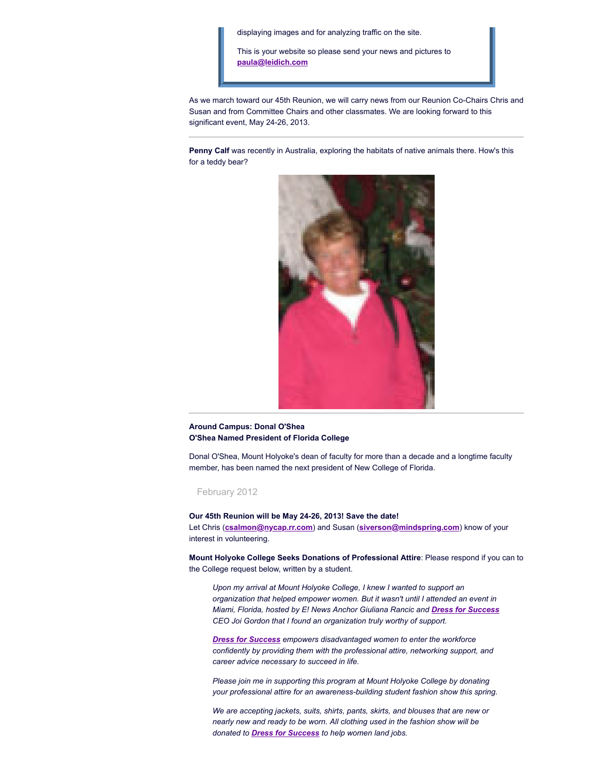displaying images and for analyzing traffic on the site.

This is your website so please send your news and pictures to **paula@leidich.com**

As we march toward our 45th Reunion, we will carry news from our Reunion Co-Chairs Chris and Susan and from Committee Chairs and other classmates. We are looking forward to this significant event, May 24-26, 2013.

---

**Penny Calf** was recently in Australia, exploring the habitats of native animals there. How's this for a teddy bear?

---

**Around Campus: Donal O'Shea**
**O'Shea Named President of Florida College**

Donal O'Shea, Mount Holyoke's dean of faculty for more than a decade and a longtime faculty member, has been named the next president of New College of Florida.

February 2012

**Our 45th Reunion will be May 24-26, 2013! Save the date!**
Let Chris (**csalmon@nycap.rr.com**) and Susan (**siverson@mindspring.com**) know of your interest in volunteering.

**Mount Holyoke College Seeks Donations of Professional Attire**: Please respond if you can to the College request below, written by a student.

> *Upon my arrival at Mount Holyoke College, I knew I wanted to support an organization that helped empower women. But it wasn't until I attended an event in Miami, Florida, hosted by E! News Anchor Giuliana Rancic and **Dress for Success** CEO Joi Gordon that I found an organization truly worthy of support.*
>
> ***Dress for Success** empowers disadvantaged women to enter the workforce confidently by providing them with the professional attire, networking support, and career advice necessary to succeed in life.*
>
> *Please join me in supporting this program at Mount Holyoke College by donating your professional attire for an awareness-building student fashion show this spring.*
>
> *We are accepting jackets, suits, shirts, pants, skirts, and blouses that are new or nearly new and ready to be worn. All clothing used in the fashion show will be donated to **Dress for Success** to help women land jobs.*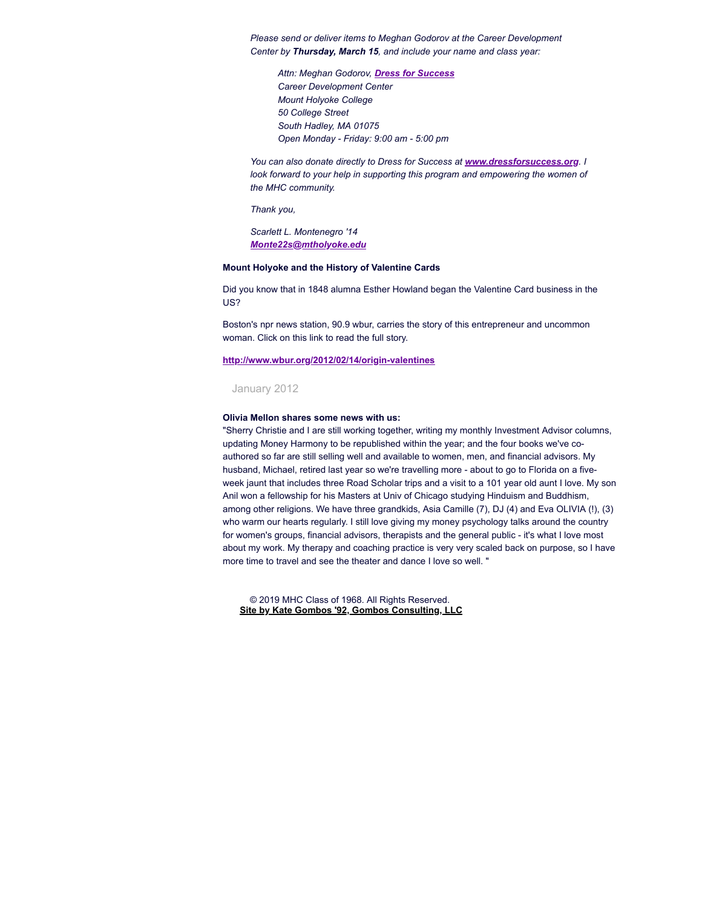*Please send or deliver items to Meghan Godorov at the Career Development Center by **Thursday, March 15**, and include your name and class year:*

> *Attn: Meghan Godorov, **Dress for Success***
> *Career Development Center*
> *Mount Holyoke College*
> *50 College Street*
> *South Hadley, MA 01075*
> *Open Monday - Friday: 9:00 am - 5:00 pm*

*You can also donate directly to Dress for Success at **www.dressforsuccess.org**. I look forward to your help in supporting this program and empowering the women of the MHC community.*

*Thank you,*

*Scarlett L. Montenegro '14*
***Monte22s@mtholyoke.edu***

**Mount Holyoke and the History of Valentine Cards**

Did you know that in 1848 alumna Esther Howland began the Valentine Card business in the US?

Boston's npr news station, 90.9 wbur, carries the story of this entrepreneur and uncommon woman. Click on this link to read the full story.

**http://www.wbur.org/2012/02/14/origin-valentines**

## January 2012

**Olivia Mellon shares some news with us:**
"Sherry Christie and I are still working together, writing my monthly Investment Advisor columns, updating Money Harmony to be republished within the year; and the four books we've co-authored so far are still selling well and available to women, men, and financial advisors. My husband, Michael, retired last year so we're travelling more - about to go to Florida on a five-week jaunt that includes three Road Scholar trips and a visit to a 101 year old aunt I love. My son Anil won a fellowship for his Masters at Univ of Chicago studying Hinduism and Buddhism, among other religions. We have three grandkids, Asia Camille (7), DJ (4) and Eva OLIVIA (!), (3) who warm our hearts regularly. I still love giving my money psychology talks around the country for women's groups, financial advisors, therapists and the general public - it's what I love most about my work. My therapy and coaching practice is very very scaled back on purpose, so I have more time to travel and see the theater and dance I love so well. "

© 2019 MHC Class of 1968. All Rights Reserved.
**Site by Kate Gombos '92, Gombos Consulting, LLC**